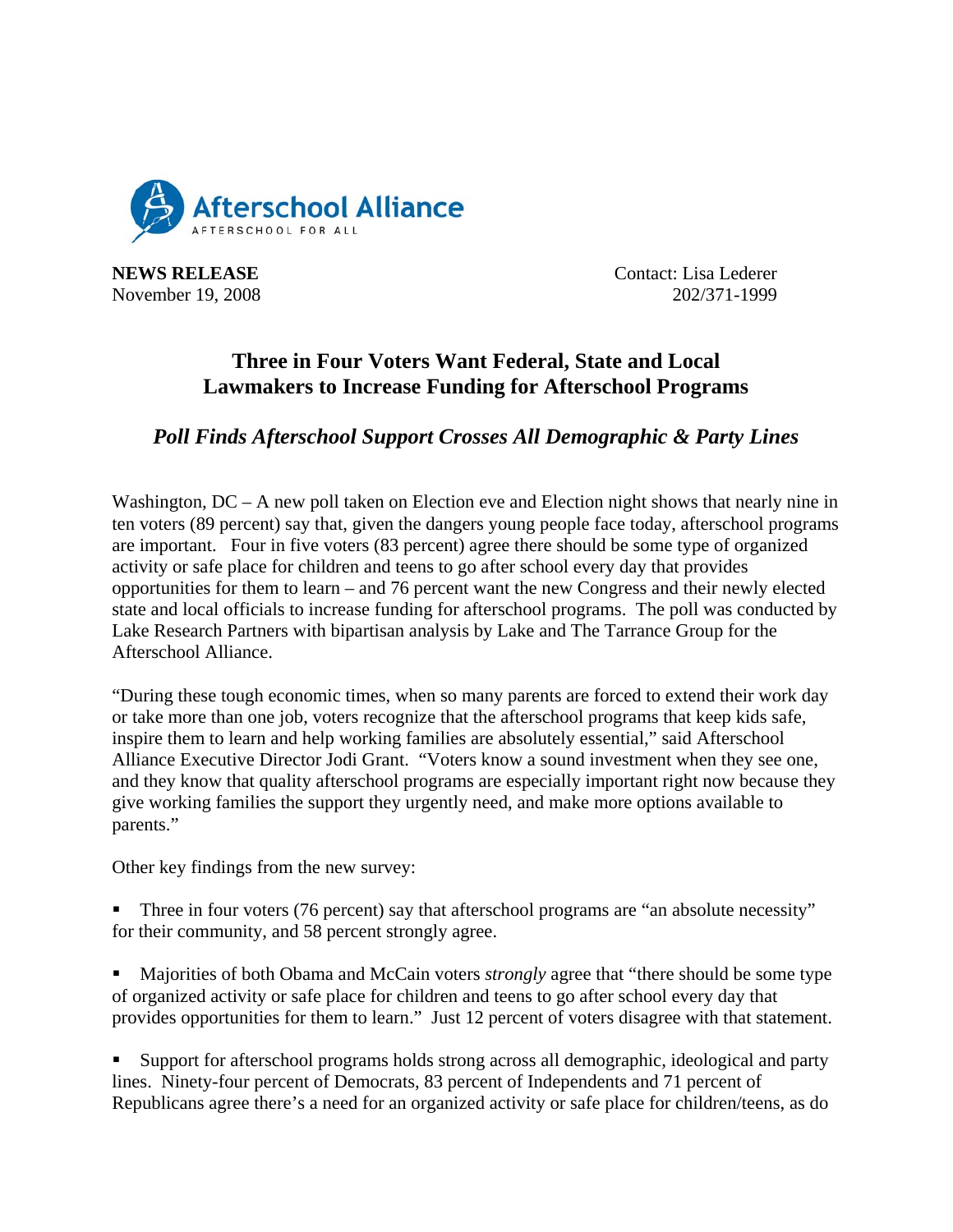Afterschool Alliance
AFTERSCHOOL FOR ALL

**NEWS RELEASE**
November 19, 2008

Contact: Lisa Lederer
202/371-1999

## Three in Four Voters Want Federal, State and Local Lawmakers to Increase Funding for Afterschool Programs

### *Poll Finds Afterschool Support Crosses All Demographic & Party Lines*

Washington, DC – A new poll taken on Election eve and Election night shows that nearly nine in ten voters (89 percent) say that, given the dangers young people face today, afterschool programs are important. Four in five voters (83 percent) agree there should be some type of organized activity or safe place for children and teens to go after school every day that provides opportunities for them to learn – and 76 percent want the new Congress and their newly elected state and local officials to increase funding for afterschool programs. The poll was conducted by Lake Research Partners with bipartisan analysis by Lake and The Tarrance Group for the Afterschool Alliance.

"During these tough economic times, when so many parents are forced to extend their work day or take more than one job, voters recognize that the afterschool programs that keep kids safe, inspire them to learn and help working families are absolutely essential," said Afterschool Alliance Executive Director Jodi Grant. "Voters know a sound investment when they see one, and they know that quality afterschool programs are especially important right now because they give working families the support they urgently need, and make more options available to parents."

Other key findings from the new survey:

- Three in four voters (76 percent) say that afterschool programs are "an absolute necessity" for their community, and 58 percent strongly agree.

- Majorities of both Obama and McCain voters *strongly* agree that "there should be some type of organized activity or safe place for children and teens to go after school every day that provides opportunities for them to learn." Just 12 percent of voters disagree with that statement.

- Support for afterschool programs holds strong across all demographic, ideological and party lines. Ninety-four percent of Democrats, 83 percent of Independents and 71 percent of Republicans agree there's a need for an organized activity or safe place for children/teens, as do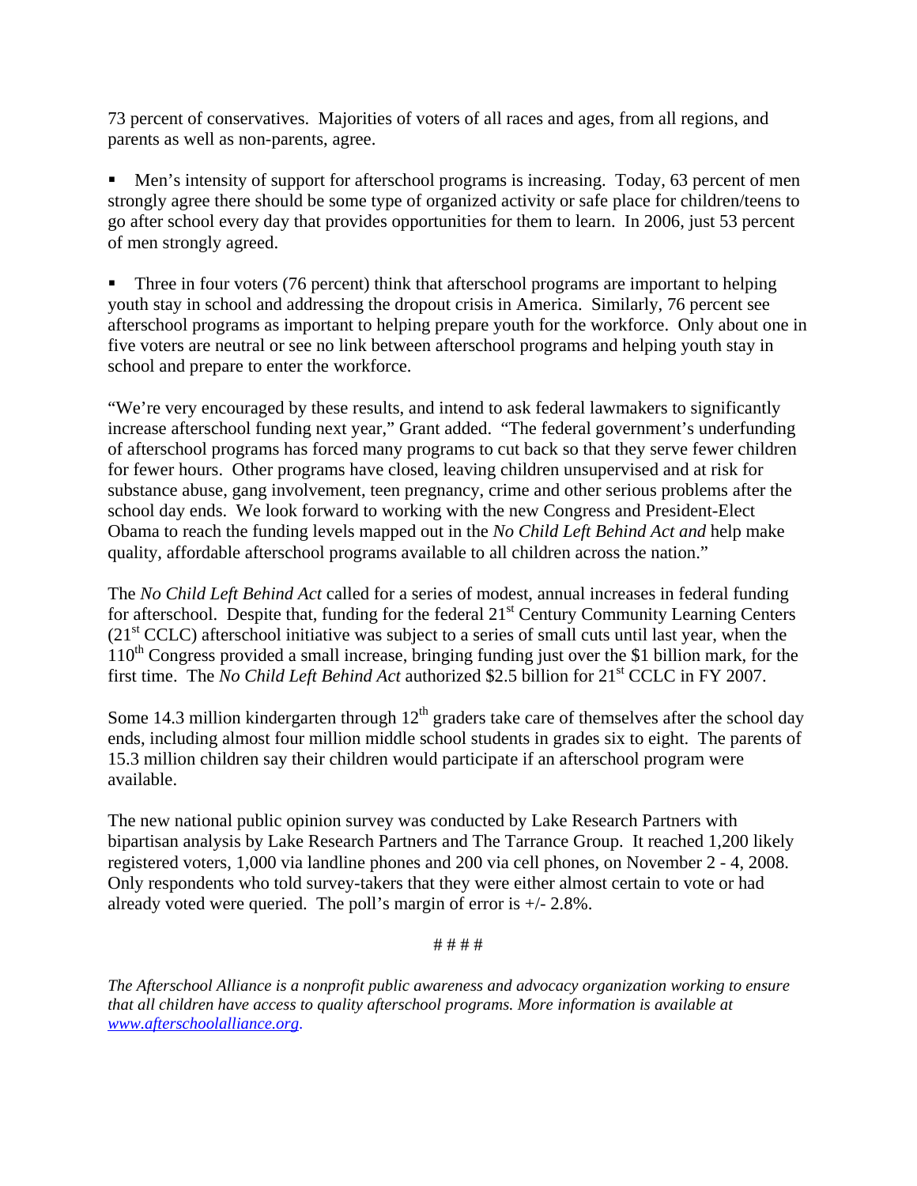73 percent of conservatives. Majorities of voters of all races and ages, from all regions, and parents as well as non-parents, agree.

- Men's intensity of support for afterschool programs is increasing. Today, 63 percent of men strongly agree there should be some type of organized activity or safe place for children/teens to go after school every day that provides opportunities for them to learn. In 2006, just 53 percent of men strongly agreed.

- Three in four voters (76 percent) think that afterschool programs are important to helping youth stay in school and addressing the dropout crisis in America. Similarly, 76 percent see afterschool programs as important to helping prepare youth for the workforce. Only about one in five voters are neutral or see no link between afterschool programs and helping youth stay in school and prepare to enter the workforce.

"We're very encouraged by these results, and intend to ask federal lawmakers to significantly increase afterschool funding next year," Grant added. "The federal government's underfunding of afterschool programs has forced many programs to cut back so that they serve fewer children for fewer hours. Other programs have closed, leaving children unsupervised and at risk for substance abuse, gang involvement, teen pregnancy, crime and other serious problems after the school day ends. We look forward to working with the new Congress and President-Elect Obama to reach the funding levels mapped out in the *No Child Left Behind Act and* help make quality, affordable afterschool programs available to all children across the nation."

The *No Child Left Behind Act* called for a series of modest, annual increases in federal funding for afterschool. Despite that, funding for the federal 21st Century Community Learning Centers (21st CCLC) afterschool initiative was subject to a series of small cuts until last year, when the 110th Congress provided a small increase, bringing funding just over the $1 billion mark, for the first time. The *No Child Left Behind Act* authorized $2.5 billion for 21st CCLC in FY 2007.

Some 14.3 million kindergarten through 12th graders take care of themselves after the school day ends, including almost four million middle school students in grades six to eight. The parents of 15.3 million children say their children would participate if an afterschool program were available.

The new national public opinion survey was conducted by Lake Research Partners with bipartisan analysis by Lake Research Partners and The Tarrance Group. It reached 1,200 likely registered voters, 1,000 via landline phones and 200 via cell phones, on November 2 - 4, 2008. Only respondents who told survey-takers that they were either almost certain to vote or had already voted were queried. The poll's margin of error is +/- 2.8%.

# # # #

*The Afterschool Alliance is a nonprofit public awareness and advocacy organization working to ensure that all children have access to quality afterschool programs. More information is available at [www.afterschoolalliance.org](http://www.afterschoolalliance.org).*